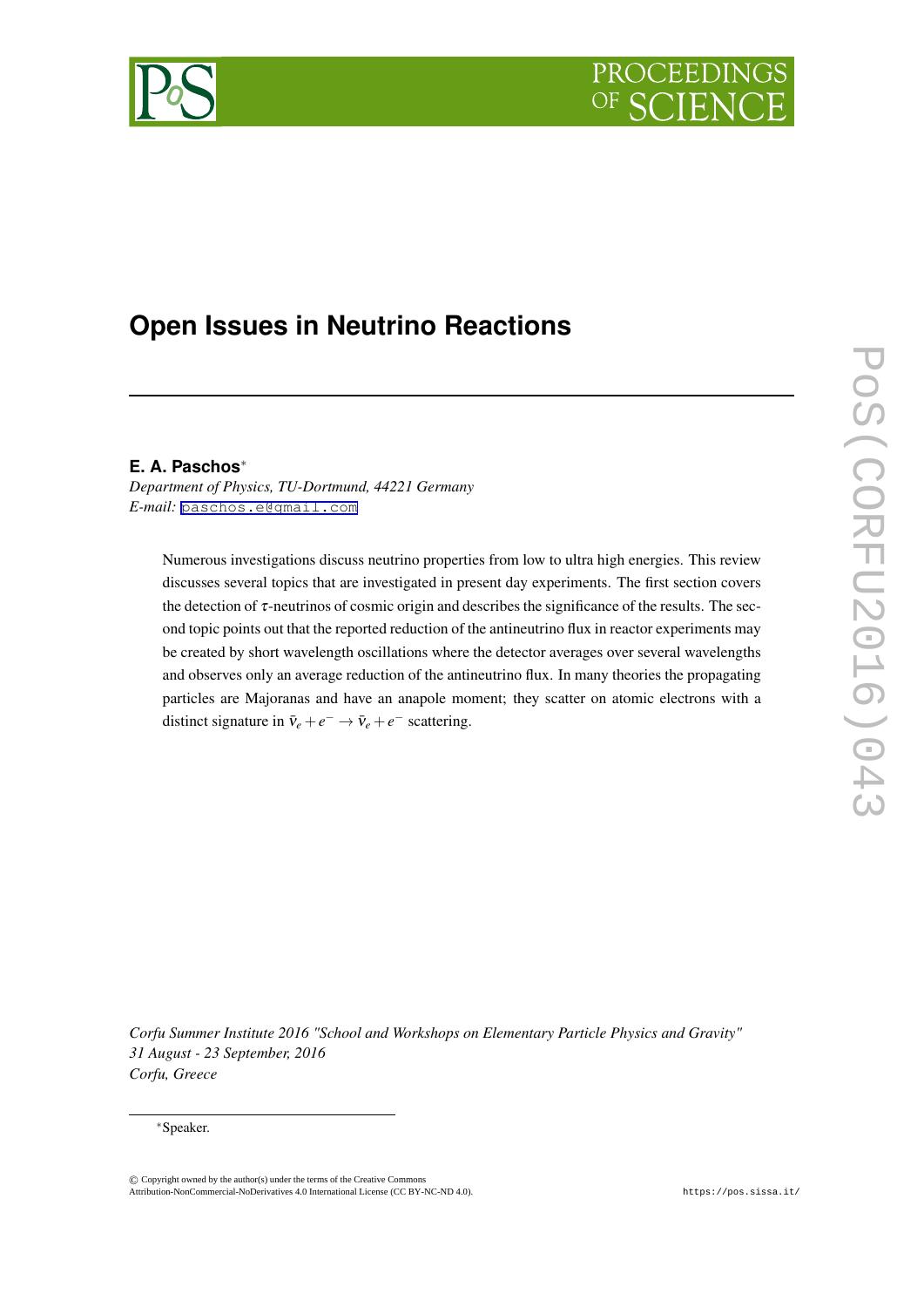# Open Issues in Neutrino Reactions

**E. A. Paschos***

*Department of Physics, TU-Dortmund, 44221 Germany*
*E-mail:* paschos.e@gmail.com

Numerous investigations discuss neutrino properties from low to ultra high energies. This review discusses several topics that are investigated in present day experiments. The first section covers the detection of $\tau$-neutrinos of cosmic origin and describes the significance of the results. The second topic points out that the reported reduction of the antineutrino flux in reactor experiments may be created by short wavelength oscillations where the detector averages over several wavelengths and observes only an average reduction of the antineutrino flux. In many theories the propagating particles are Majoranas and have an anapole moment; they scatter on atomic electrons with a distinct signature in $\bar{\nu}_e + e^- \to \bar{\nu}_e + e^-$ scattering.

*Corfu Summer Institute 2016 "School and Workshops on Elementary Particle Physics and Gravity"*
*31 August - 23 September, 2016*
*Corfu, Greece*

*Speaker.

© Copyright owned by the author(s) under the terms of the Creative Commons Attribution-NonCommercial-NoDerivatives 4.0 International License (CC BY-NC-ND 4.0).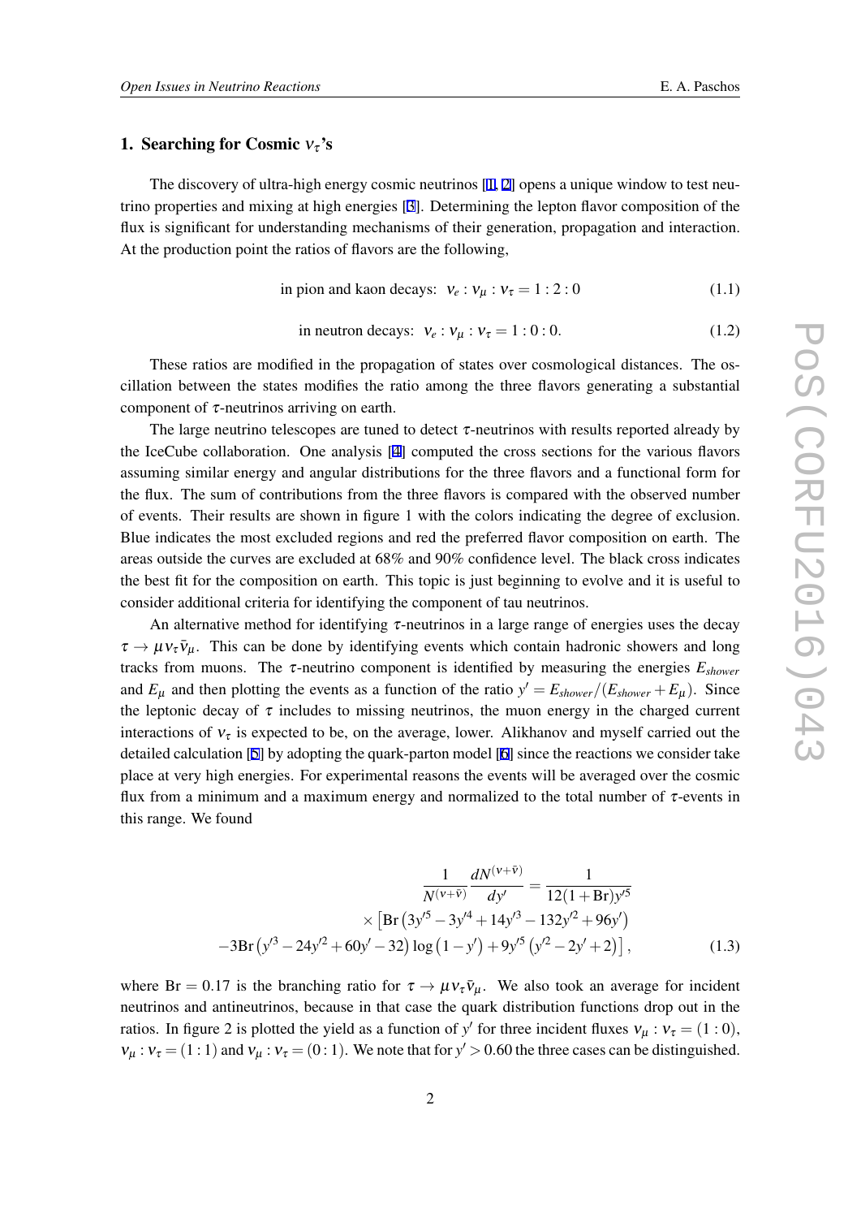## 1. Searching for Cosmic $\nu_\tau$'s

The discovery of ultra-high energy cosmic neutrinos [1, 2] opens a unique window to test neutrino properties and mixing at high energies [3]. Determining the lepton flavor composition of the flux is significant for understanding mechanisms of their generation, propagation and interaction. At the production point the ratios of flavors are the following,

$$\text{in pion and kaon decays: } \nu_e : \nu_\mu : \nu_\tau = 1 : 2 : 0 \tag{1.1}$$

$$\text{in neutron decays: } \nu_e : \nu_\mu : \nu_\tau = 1 : 0 : 0. \tag{1.2}$$

These ratios are modified in the propagation of states over cosmological distances. The oscillation between the states modifies the ratio among the three flavors generating a substantial component of $\tau$-neutrinos arriving on earth.

The large neutrino telescopes are tuned to detect $\tau$-neutrinos with results reported already by the IceCube collaboration. One analysis [4] computed the cross sections for the various flavors assuming similar energy and angular distributions for the three flavors and a functional form for the flux. The sum of contributions from the three flavors is compared with the observed number of events. Their results are shown in figure 1 with the colors indicating the degree of exclusion. Blue indicates the most excluded regions and red the preferred flavor composition on earth. The areas outside the curves are excluded at 68% and 90% confidence level. The black cross indicates the best fit for the composition on earth. This topic is just beginning to evolve and it is useful to consider additional criteria for identifying the component of tau neutrinos.

An alternative method for identifying $\tau$-neutrinos in a large range of energies uses the decay $\tau \to \mu \nu_\tau \bar{\nu}_\mu$. This can be done by identifying events which contain hadronic showers and long tracks from muons. The $\tau$-neutrino component is identified by measuring the energies $E_{shower}$ and $E_\mu$ and then plotting the events as a function of the ratio $y' = E_{shower}/(E_{shower} + E_\mu)$. Since the leptonic decay of $\tau$ includes to missing neutrinos, the muon energy in the charged current interactions of $\nu_\tau$ is expected to be, on the average, lower. Alikhanov and myself carried out the detailed calculation [5] by adopting the quark-parton model [6] since the reactions we consider take place at very high energies. For experimental reasons the events will be averaged over the cosmic flux from a minimum and a maximum energy and normalized to the total number of $\tau$-events in this range. We found

$$\begin{aligned}
\frac{1}{N^{(\nu+\bar{\nu})}} \frac{dN^{(\nu+\bar{\nu})}}{dy'} &= \frac{1}{12(1+\mathrm{Br})y'^5} \\
&\times \left[ \mathrm{Br}\left(3y'^5 - 3y'^4 + 14y'^3 - 132y'^2 + 96y'\right) \right. \\
-3\mathrm{Br}\left(y'^3 - 24y'^2 + 60y' - 32\right) &\log\left(1-y'\right) + 9y'^5\left(y'^2 - 2y' + 2\right) \Big],
\end{aligned} \tag{1.3}$$

where $\mathrm{Br} = 0.17$ is the branching ratio for $\tau \to \mu \nu_\tau \bar{\nu}_\mu$. We also took an average for incident neutrinos and antineutrinos, because in that case the quark distribution functions drop out in the ratios. In figure 2 is plotted the yield as a function of $y'$ for three incident fluxes $\nu_\mu : \nu_\tau = (1:0)$, $\nu_\mu : \nu_\tau = (1:1)$ and $\nu_\mu : \nu_\tau = (0:1)$. We note that for $y' > 0.60$ the three cases can be distinguished.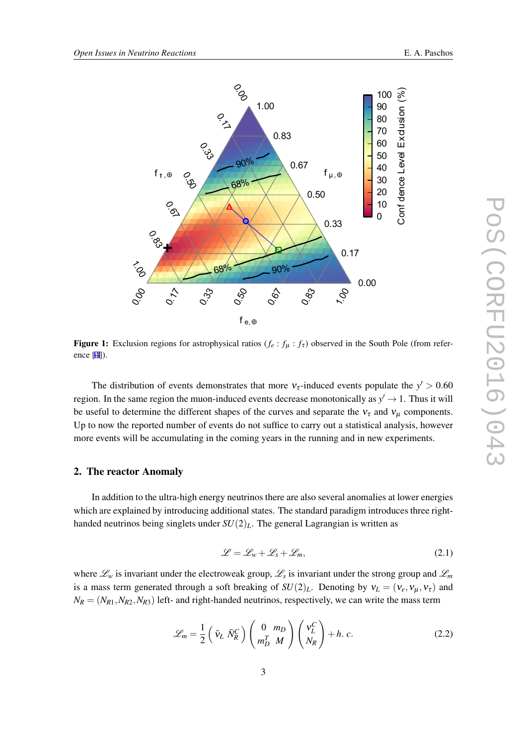Figure 1: Exclusion regions for astrophysical ratios ($f_e : f_\mu : f_\tau$) observed in the South Pole (from reference [4]).

The distribution of events demonstrates that more $\nu_\tau$-induced events populate the $y' > 0.60$ region. In the same region the muon-induced events decrease monotonically as $y' \to 1$. Thus it will be useful to determine the different shapes of the curves and separate the $\nu_\tau$ and $\nu_\mu$ components. Up to now the reported number of events do not suffice to carry out a statistical analysis, however more events will be accumulating in the coming years in the running and in new experiments.

## 2. The reactor Anomaly

In addition to the ultra-high energy neutrinos there are also several anomalies at lower energies which are explained by introducing additional states. The standard paradigm introduces three right-handed neutrinos being singlets under $SU(2)_L$. The general Lagrangian is written as

$$\mathscr{L} = \mathscr{L}_w + \mathscr{L}_s + \mathscr{L}_m, \tag{2.1}$$

where $\mathscr{L}_w$ is invariant under the electroweak group, $\mathscr{L}_s$ is invariant under the strong group and $\mathscr{L}_m$ is a mass term generated through a soft breaking of $SU(2)_L$. Denoting by $\nu_L = (\nu_e, \nu_\mu, \nu_\tau)$ and $N_R = (N_{R1}, N_{R2}, N_{R3})$ left- and right-handed neutrinos, respectively, we can write the mass term

$$\mathscr{L}_m = \frac{1}{2} \begin{pmatrix} \bar{\nu}_L & \bar{N}_R^C \end{pmatrix} \begin{pmatrix} 0 & m_D \\ m_D^T & M \end{pmatrix} \begin{pmatrix} \nu_L^C \\ N_R \end{pmatrix} + h.\,c. \tag{2.2}$$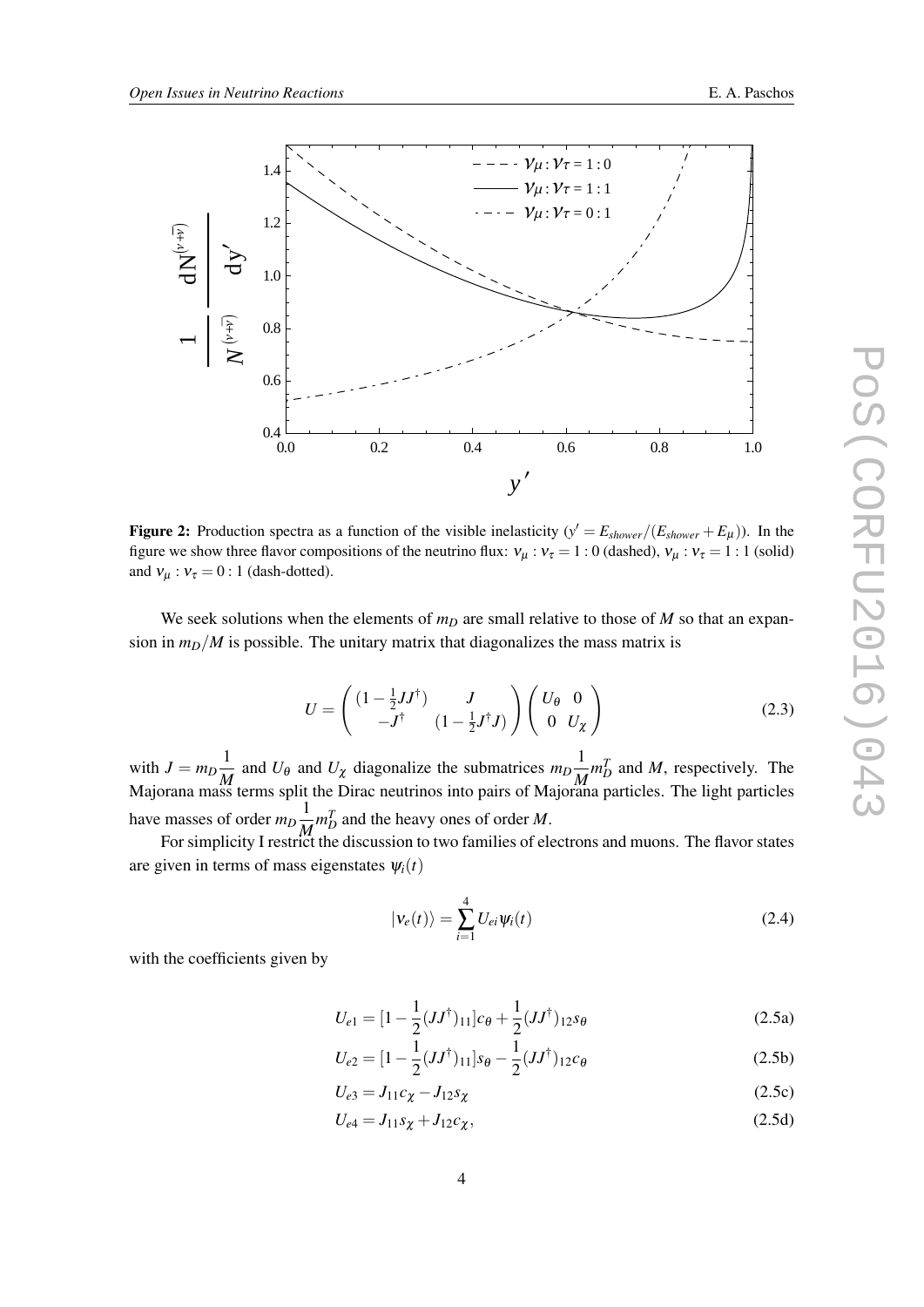**Figure 2:** Production spectra as a function of the visible inelasticity ($y' = E_{shower}/(E_{shower}+E_\mu)$). In the figure we show three flavor compositions of the neutrino flux: $\nu_\mu : \nu_\tau = 1:0$ (dashed), $\nu_\mu : \nu_\tau = 1:1$ (solid) and $\nu_\mu : \nu_\tau = 0:1$ (dash-dotted).

We seek solutions when the elements of $m_D$ are small relative to those of $M$ so that an expansion in $m_D/M$ is possible. The unitary matrix that diagonalizes the mass matrix is

$$U = \begin{pmatrix} (1-\frac{1}{2}JJ^\dagger) & J \\ -J^\dagger & (1-\frac{1}{2}J^\dagger J) \end{pmatrix} \begin{pmatrix} U_\theta & 0 \\ 0 & U_\chi \end{pmatrix} \tag{2.3}$$

with $J = m_D \frac{1}{M}$ and $U_\theta$ and $U_\chi$ diagonalize the submatrices $m_D \frac{1}{M} m_D^T$ and $M$, respectively. The Majorana mass terms split the Dirac neutrinos into pairs of Majorana particles. The light particles have masses of order $m_D \frac{1}{M} m_D^T$ and the heavy ones of order $M$.

For simplicity I restrict the discussion to two families of electrons and muons. The flavor states are given in terms of mass eigenstates $\psi_i(t)$

$$|\nu_e(t)\rangle = \sum_{i=1}^{4} U_{ei}\psi_i(t) \tag{2.4}$$

with the coefficients given by

$$U_{e1} = [1 - \frac{1}{2}(JJ^\dagger)_{11}]c_\theta + \frac{1}{2}(JJ^\dagger)_{12}s_\theta \tag{2.5a}$$

$$U_{e2} = [1 - \frac{1}{2}(JJ^\dagger)_{11}]s_\theta - \frac{1}{2}(JJ^\dagger)_{12}c_\theta \tag{2.5b}$$

$$U_{e3} = J_{11}c_\chi - J_{12}s_\chi \tag{2.5c}$$

$$U_{e4} = J_{11}s_\chi + J_{12}c_\chi, \tag{2.5d}$$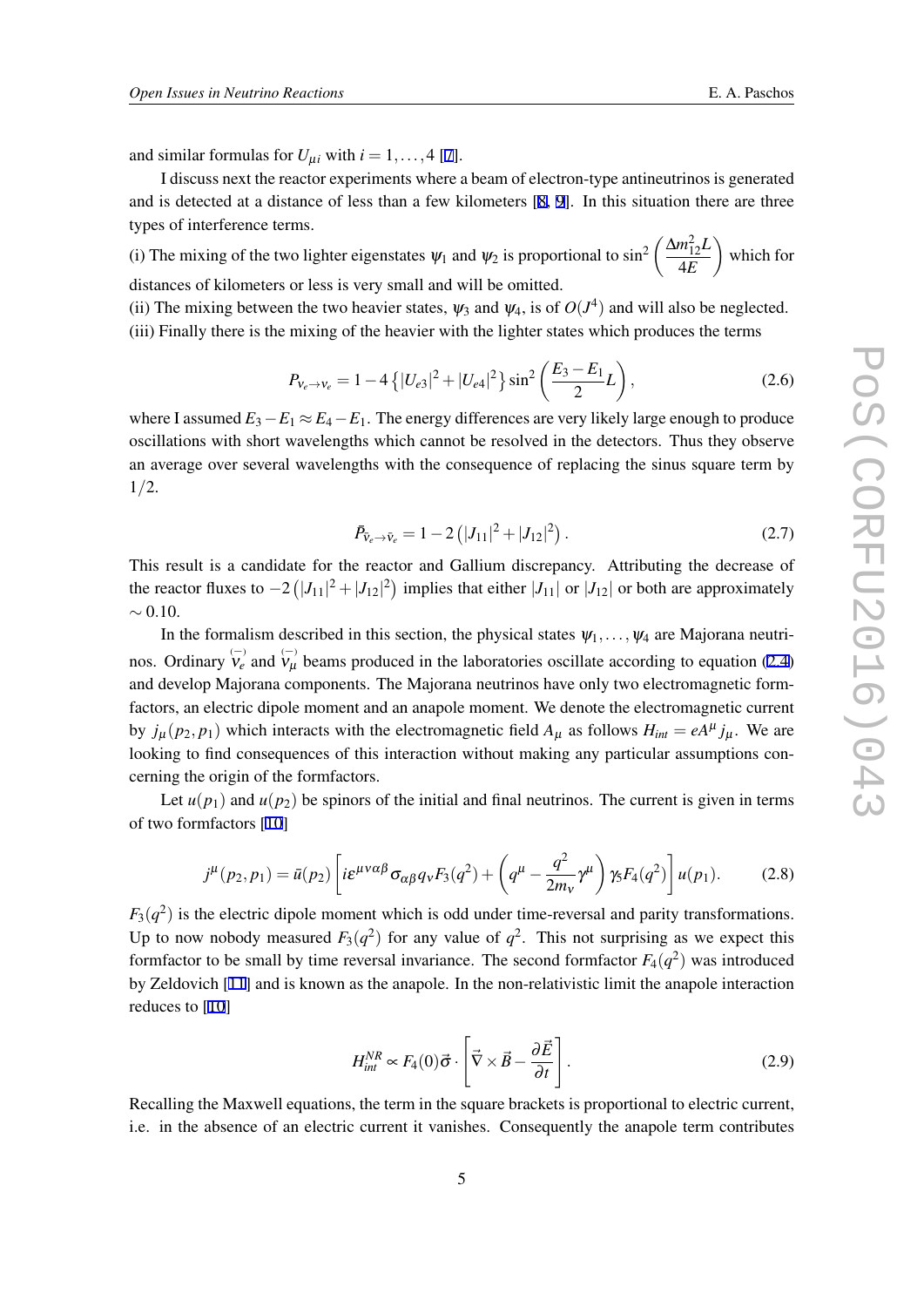and similar formulas for $U_{\mu i}$ with $i = 1, \ldots, 4$ [7].

I discuss next the reactor experiments where a beam of electron-type antineutrinos is generated and is detected at a distance of less than a few kilometers [8, 9]. In this situation there are three types of interference terms.

(i) The mixing of the two lighter eigenstates $\psi_1$ and $\psi_2$ is proportional to $\sin^2\left(\frac{\Delta m_{12}^2 L}{4E}\right)$ which for distances of kilometers or less is very small and will be omitted.
(ii) The mixing between the two heavier states, $\psi_3$ and $\psi_4$, is of $O(J^4)$ and will also be neglected.
(iii) Finally there is the mixing of the heavier with the lighter states which produces the terms

$$P_{\nu_e \to \nu_e} = 1 - 4\left\{|U_{e3}|^2 + |U_{e4}|^2\right\} \sin^2\left(\frac{E_3 - E_1}{2} L\right), \tag{2.6}$$

where I assumed $E_3 - E_1 \approx E_4 - E_1$. The energy differences are very likely large enough to produce oscillations with short wavelengths which cannot be resolved in the detectors. Thus they observe an average over several wavelengths with the consequence of replacing the sinus square term by $1/2$.

$$\bar{P}_{\bar{\nu}_e \to \bar{\nu}_e} = 1 - 2\left(|J_{11}|^2 + |J_{12}|^2\right). \tag{2.7}$$

This result is a candidate for the reactor and Gallium discrepancy. Attributing the decrease of the reactor fluxes to $-2\left(|J_{11}|^2 + |J_{12}|^2\right)$ implies that either $|J_{11}|$ or $|J_{12}|$ or both are approximately $\sim 0.10$.

In the formalism described in this section, the physical states $\psi_1, \ldots, \psi_4$ are Majorana neutrinos. Ordinary $\overset{(-)}{\nu_e}$ and $\overset{(-)}{\nu_\mu}$ beams produced in the laboratories oscillate according to equation (2.4) and develop Majorana components. The Majorana neutrinos have only two electromagnetic formfactors, an electric dipole moment and an anapole moment. We denote the electromagnetic current by $j_\mu(p_2, p_1)$ which interacts with the electromagnetic field $A_\mu$ as follows $H_{int} = eA^\mu j_\mu$. We are looking to find consequences of this interaction without making any particular assumptions concerning the origin of the formfactors.

Let $u(p_1)$ and $u(p_2)$ be spinors of the initial and final neutrinos. The current is given in terms of two formfactors [10]

$$j^\mu(p_2, p_1) = \bar{u}(p_2)\left[i\varepsilon^{\mu\nu\alpha\beta}\sigma_{\alpha\beta} q_\nu F_3(q^2) + \left(q^\mu - \frac{q^2}{2m_\nu}\gamma^\mu\right)\gamma_5 F_4(q^2)\right]u(p_1). \tag{2.8}$$

$F_3(q^2)$ is the electric dipole moment which is odd under time-reversal and parity transformations. Up to now nobody measured $F_3(q^2)$ for any value of $q^2$. This not surprising as we expect this formfactor to be small by time reversal invariance. The second formfactor $F_4(q^2)$ was introduced by Zeldovich [11] and is known as the anapole. In the non-relativistic limit the anapole interaction reduces to [10]

$$H_{int}^{NR} \propto F_4(0)\vec{\sigma} \cdot \left[\vec{\nabla} \times \vec{B} - \frac{\partial \vec{E}}{\partial t}\right]. \tag{2.9}$$

Recalling the Maxwell equations, the term in the square brackets is proportional to electric current, i.e. in the absence of an electric current it vanishes. Consequently the anapole term contributes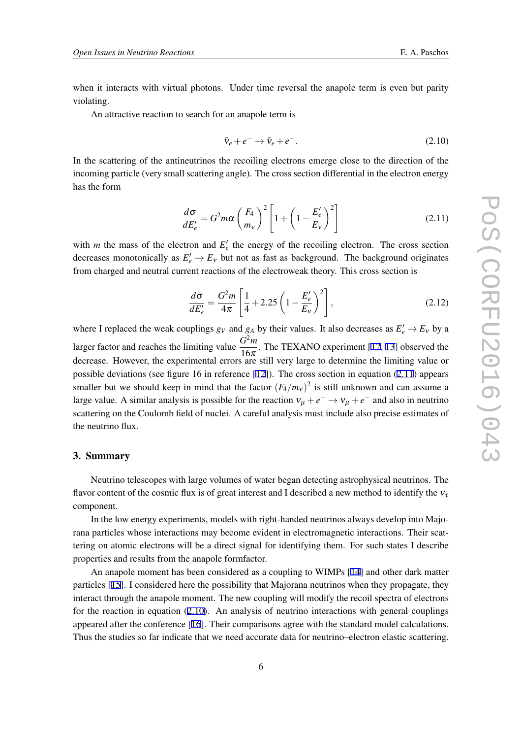when it interacts with virtual photons. Under time reversal the anapole term is even but parity violating.

An attractive reaction to search for an anapole term is

$$\bar{\nu}_e + e^- \to \bar{\nu}_e + e^-. \tag{2.10}$$

In the scattering of the antineutrinos the recoiling electrons emerge close to the direction of the incoming particle (very small scattering angle). The cross section differential in the electron energy has the form

$$\frac{d\sigma}{dE_e'} = G^2 m\alpha \left(\frac{F_4}{m_\nu}\right)^2 \left[1 + \left(1 - \frac{E_e'}{E_\nu}\right)^2\right] \tag{2.11}$$

with $m$ the mass of the electron and $E_e'$ the energy of the recoiling electron. The cross section decreases monotonically as $E_e' \to E_\nu$ but not as fast as background. The background originates from charged and neutral current reactions of the electroweak theory. This cross section is

$$\frac{d\sigma}{dE_e'} = \frac{G^2 m}{4\pi} \left[\frac{1}{4} + 2.25\left(1 - \frac{E_e'}{E_\nu}\right)^2\right], \tag{2.12}$$

where I replaced the weak couplings $g_V$ and $g_A$ by their values. It also decreases as $E_e' \to E_\nu$ by a larger factor and reaches the limiting value $\frac{G^2 m}{16\pi}$. The TEXANO experiment [12, 13] observed the decrease. However, the experimental errors are still very large to determine the limiting value or possible deviations (see figure 16 in reference [12]). The cross section in equation (2.11) appears smaller but we should keep in mind that the factor $(F_4/m_\nu)^2$ is still unknown and can assume a large value. A similar analysis is possible for the reaction $\nu_\mu + e^- \to \nu_\mu + e^-$ and also in neutrino scattering on the Coulomb field of nuclei. A careful analysis must include also precise estimates of the neutrino flux.

## 3. Summary

Neutrino telescopes with large volumes of water began detecting astrophysical neutrinos. The flavor content of the cosmic flux is of great interest and I described a new method to identify the $\nu_\tau$ component.

In the low energy experiments, models with right-handed neutrinos always develop into Majorana particles whose interactions may become evident in electromagnetic interactions. Their scattering on atomic electrons will be a direct signal for identifying them. For such states I describe properties and results from the anapole formfactor.

An anapole moment has been considered as a coupling to WIMPs [14] and other dark matter particles [15]. I considered here the possibility that Majorana neutrinos when they propagate, they interact through the anapole moment. The new coupling will modify the recoil spectra of electrons for the reaction in equation (2.10). An analysis of neutrino interactions with general couplings appeared after the conference [16]. Their comparisons agree with the standard model calculations. Thus the studies so far indicate that we need accurate data for neutrino–electron elastic scattering.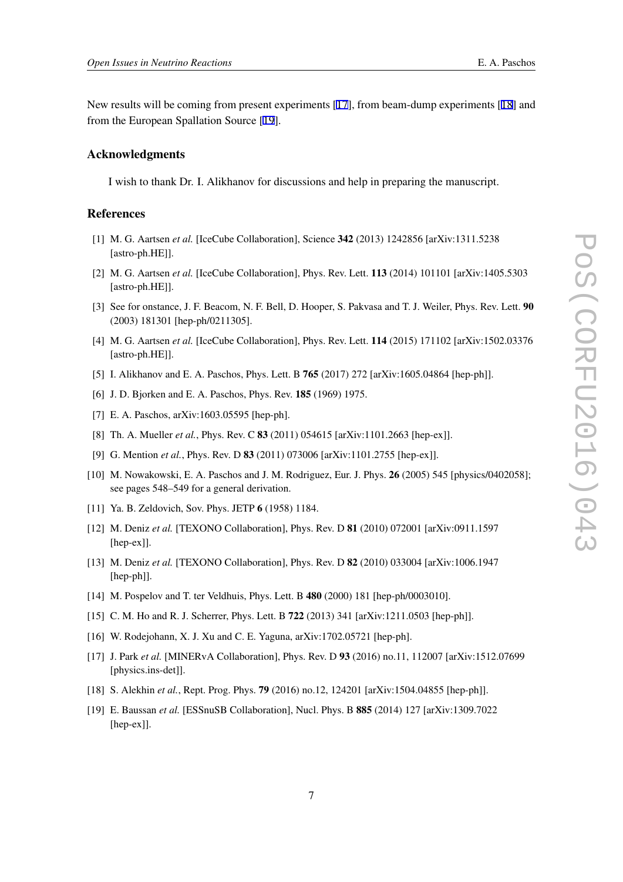New results will be coming from present experiments [17], from beam-dump experiments [18] and from the European Spallation Source [19].

## Acknowledgments

I wish to thank Dr. I. Alikhanov for discussions and help in preparing the manuscript.

## References

[1] M. G. Aartsen *et al.* [IceCube Collaboration], Science **342** (2013) 1242856 [arXiv:1311.5238 [astro-ph.HE]].

[2] M. G. Aartsen *et al.* [IceCube Collaboration], Phys. Rev. Lett. **113** (2014) 101101 [arXiv:1405.5303 [astro-ph.HE]].

[3] See for onstance, J. F. Beacom, N. F. Bell, D. Hooper, S. Pakvasa and T. J. Weiler, Phys. Rev. Lett. **90** (2003) 181301 [hep-ph/0211305].

[4] M. G. Aartsen *et al.* [IceCube Collaboration], Phys. Rev. Lett. **114** (2015) 171102 [arXiv:1502.03376 [astro-ph.HE]].

[5] I. Alikhanov and E. A. Paschos, Phys. Lett. B **765** (2017) 272 [arXiv:1605.04864 [hep-ph]].

[6] J. D. Bjorken and E. A. Paschos, Phys. Rev. **185** (1969) 1975.

[7] E. A. Paschos, arXiv:1603.05595 [hep-ph].

[8] Th. A. Mueller *et al.*, Phys. Rev. C **83** (2011) 054615 [arXiv:1101.2663 [hep-ex]].

[9] G. Mention *et al.*, Phys. Rev. D **83** (2011) 073006 [arXiv:1101.2755 [hep-ex]].

[10] M. Nowakowski, E. A. Paschos and J. M. Rodriguez, Eur. J. Phys. **26** (2005) 545 [physics/0402058]; see pages 548–549 for a general derivation.

[11] Ya. B. Zeldovich, Sov. Phys. JETP **6** (1958) 1184.

[12] M. Deniz *et al.* [TEXONO Collaboration], Phys. Rev. D **81** (2010) 072001 [arXiv:0911.1597 [hep-ex]].

[13] M. Deniz *et al.* [TEXONO Collaboration], Phys. Rev. D **82** (2010) 033004 [arXiv:1006.1947 [hep-ph]].

[14] M. Pospelov and T. ter Veldhuis, Phys. Lett. B **480** (2000) 181 [hep-ph/0003010].

[15] C. M. Ho and R. J. Scherrer, Phys. Lett. B **722** (2013) 341 [arXiv:1211.0503 [hep-ph]].

[16] W. Rodejohann, X. J. Xu and C. E. Yaguna, arXiv:1702.05721 [hep-ph].

[17] J. Park *et al.* [MINERvA Collaboration], Phys. Rev. D **93** (2016) no.11, 112007 [arXiv:1512.07699 [physics.ins-det]].

[18] S. Alekhin *et al.*, Rept. Prog. Phys. **79** (2016) no.12, 124201 [arXiv:1504.04855 [hep-ph]].

[19] E. Baussan *et al.* [ESSnuSB Collaboration], Nucl. Phys. B **885** (2014) 127 [arXiv:1309.7022 [hep-ex]].